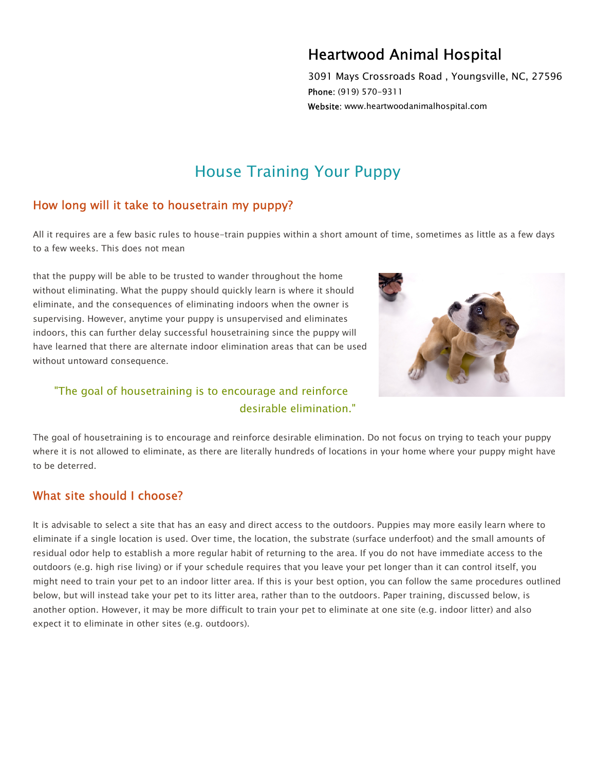Heartwood Animal Hospital

3091 Mays Crossroads Road , Youngsville, NC, 27596
Phone: (919) 570-9311
Website: www.heartwoodanimalhospital.com

# House Training Your Puppy

## How long will it take to housetrain my puppy?

All it requires are a few basic rules to house-train puppies within a short amount of time, sometimes as little as a few days to a few weeks. This does not mean that the puppy will be able to be trusted to wander throughout the home without eliminating. What the puppy should quickly learn is where it should eliminate, and the consequences of eliminating indoors when the owner is supervising. However, anytime your puppy is unsupervised and eliminates indoors, this can further delay successful housetraining since the puppy will have learned that there are alternate indoor elimination areas that can be used without untoward consequence.

> "The goal of housetraining is to encourage and reinforce desirable elimination."

The goal of housetraining is to encourage and reinforce desirable elimination. Do not focus on trying to teach your puppy where it is not allowed to eliminate, as there are literally hundreds of locations in your home where your puppy might have to be deterred.

## What site should I choose?

It is advisable to select a site that has an easy and direct access to the outdoors. Puppies may more easily learn where to eliminate if a single location is used. Over time, the location, the substrate (surface underfoot) and the small amounts of residual odor help to establish a more regular habit of returning to the area. If you do not have immediate access to the outdoors (e.g. high rise living) or if your schedule requires that you leave your pet longer than it can control itself, you might need to train your pet to an indoor litter area. If this is your best option, you can follow the same procedures outlined below, but will instead take your pet to its litter area, rather than to the outdoors. Paper training, discussed below, is another option. However, it may be more difficult to train your pet to eliminate at one site (e.g. indoor litter) and also expect it to eliminate in other sites (e.g. outdoors).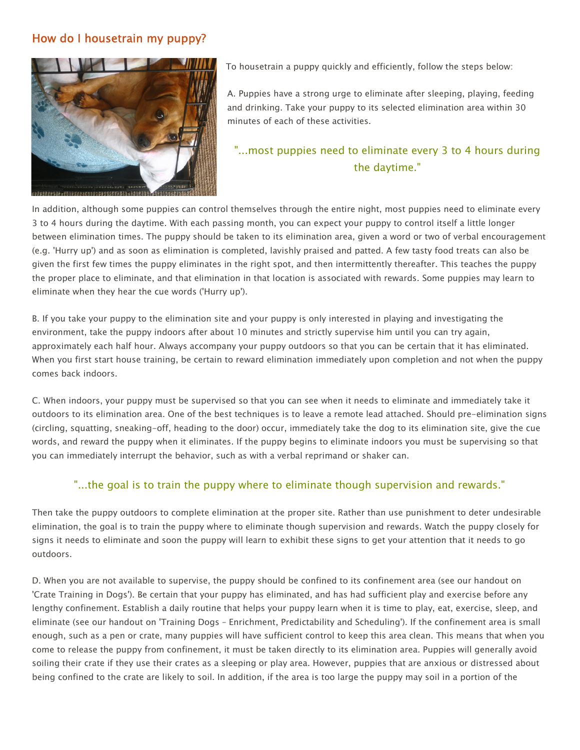## How do I housetrain my puppy?

To housetrain a puppy quickly and efficiently, follow the steps below:

A. Puppies have a strong urge to eliminate after sleeping, playing, feeding and drinking. Take your puppy to its selected elimination area within 30 minutes of each of these activities.

> "...most puppies need to eliminate every 3 to 4 hours during the daytime."

In addition, although some puppies can control themselves through the entire night, most puppies need to eliminate every 3 to 4 hours during the daytime. With each passing month, you can expect your puppy to control itself a little longer between elimination times. The puppy should be taken to its elimination area, given a word or two of verbal encouragement (e.g. 'Hurry up') and as soon as elimination is completed, lavishly praised and patted. A few tasty food treats can also be given the first few times the puppy eliminates in the right spot, and then intermittently thereafter. This teaches the puppy the proper place to eliminate, and that elimination in that location is associated with rewards. Some puppies may learn to eliminate when they hear the cue words ('Hurry up').

B. If you take your puppy to the elimination site and your puppy is only interested in playing and investigating the environment, take the puppy indoors after about 10 minutes and strictly supervise him until you can try again, approximately each half hour. Always accompany your puppy outdoors so that you can be certain that it has eliminated. When you first start house training, be certain to reward elimination immediately upon completion and not when the puppy comes back indoors.

C. When indoors, your puppy must be supervised so that you can see when it needs to eliminate and immediately take it outdoors to its elimination area. One of the best techniques is to leave a remote lead attached. Should pre-elimination signs (circling, squatting, sneaking-off, heading to the door) occur, immediately take the dog to its elimination site, give the cue words, and reward the puppy when it eliminates. If the puppy begins to eliminate indoors you must be supervising so that you can immediately interrupt the behavior, such as with a verbal reprimand or shaker can.

> "...the goal is to train the puppy where to eliminate though supervision and rewards."

Then take the puppy outdoors to complete elimination at the proper site. Rather than use punishment to deter undesirable elimination, the goal is to train the puppy where to eliminate though supervision and rewards. Watch the puppy closely for signs it needs to eliminate and soon the puppy will learn to exhibit these signs to get your attention that it needs to go outdoors.

D. When you are not available to supervise, the puppy should be confined to its confinement area (see our handout on 'Crate Training in Dogs'). Be certain that your puppy has eliminated, and has had sufficient play and exercise before any lengthy confinement. Establish a daily routine that helps your puppy learn when it is time to play, eat, exercise, sleep, and eliminate (see our handout on 'Training Dogs - Enrichment, Predictability and Scheduling'). If the confinement area is small enough, such as a pen or crate, many puppies will have sufficient control to keep this area clean. This means that when you come to release the puppy from confinement, it must be taken directly to its elimination area. Puppies will generally avoid soiling their crate if they use their crates as a sleeping or play area. However, puppies that are anxious or distressed about being confined to the crate are likely to soil. In addition, if the area is too large the puppy may soil in a portion of the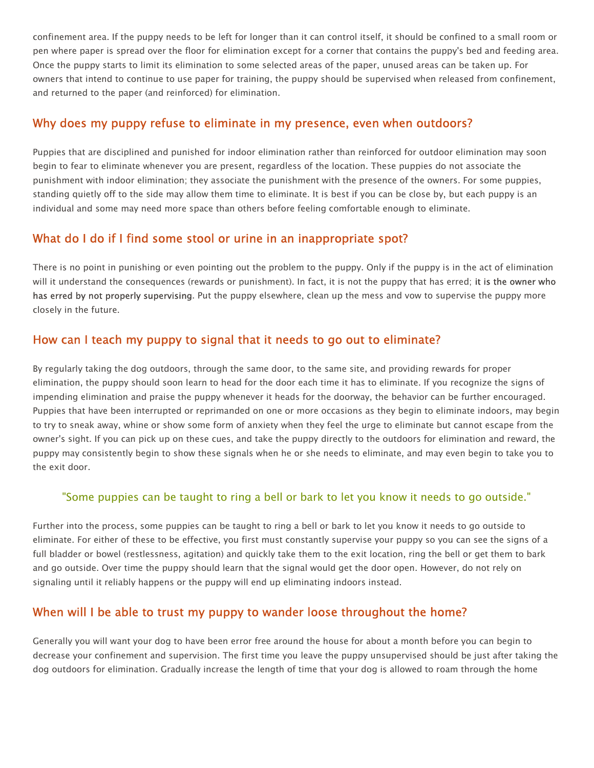confinement area. If the puppy needs to be left for longer than it can control itself, it should be confined to a small room or pen where paper is spread over the floor for elimination except for a corner that contains the puppy's bed and feeding area. Once the puppy starts to limit its elimination to some selected areas of the paper, unused areas can be taken up. For owners that intend to continue to use paper for training, the puppy should be supervised when released from confinement, and returned to the paper (and reinforced) for elimination.

## Why does my puppy refuse to eliminate in my presence, even when outdoors?

Puppies that are disciplined and punished for indoor elimination rather than reinforced for outdoor elimination may soon begin to fear to eliminate whenever you are present, regardless of the location. These puppies do not associate the punishment with indoor elimination; they associate the punishment with the presence of the owners. For some puppies, standing quietly off to the side may allow them time to eliminate. It is best if you can be close by, but each puppy is an individual and some may need more space than others before feeling comfortable enough to eliminate.

## What do I do if I find some stool or urine in an inappropriate spot?

There is no point in punishing or even pointing out the problem to the puppy. Only if the puppy is in the act of elimination will it understand the consequences (rewards or punishment). In fact, it is not the puppy that has erred; it is the owner who has erred by not properly supervising. Put the puppy elsewhere, clean up the mess and vow to supervise the puppy more closely in the future.

## How can I teach my puppy to signal that it needs to go out to eliminate?

By regularly taking the dog outdoors, through the same door, to the same site, and providing rewards for proper elimination, the puppy should soon learn to head for the door each time it has to eliminate. If you recognize the signs of impending elimination and praise the puppy whenever it heads for the doorway, the behavior can be further encouraged. Puppies that have been interrupted or reprimanded on one or more occasions as they begin to eliminate indoors, may begin to try to sneak away, whine or show some form of anxiety when they feel the urge to eliminate but cannot escape from the owner's sight. If you can pick up on these cues, and take the puppy directly to the outdoors for elimination and reward, the puppy may consistently begin to show these signals when he or she needs to eliminate, and may even begin to take you to the exit door.

> "Some puppies can be taught to ring a bell or bark to let you know it needs to go outside."

Further into the process, some puppies can be taught to ring a bell or bark to let you know it needs to go outside to eliminate. For either of these to be effective, you first must constantly supervise your puppy so you can see the signs of a full bladder or bowel (restlessness, agitation) and quickly take them to the exit location, ring the bell or get them to bark and go outside. Over time the puppy should learn that the signal would get the door open. However, do not rely on signaling until it reliably happens or the puppy will end up eliminating indoors instead.

## When will I be able to trust my puppy to wander loose throughout the home?

Generally you will want your dog to have been error free around the house for about a month before you can begin to decrease your confinement and supervision. The first time you leave the puppy unsupervised should be just after taking the dog outdoors for elimination. Gradually increase the length of time that your dog is allowed to roam through the home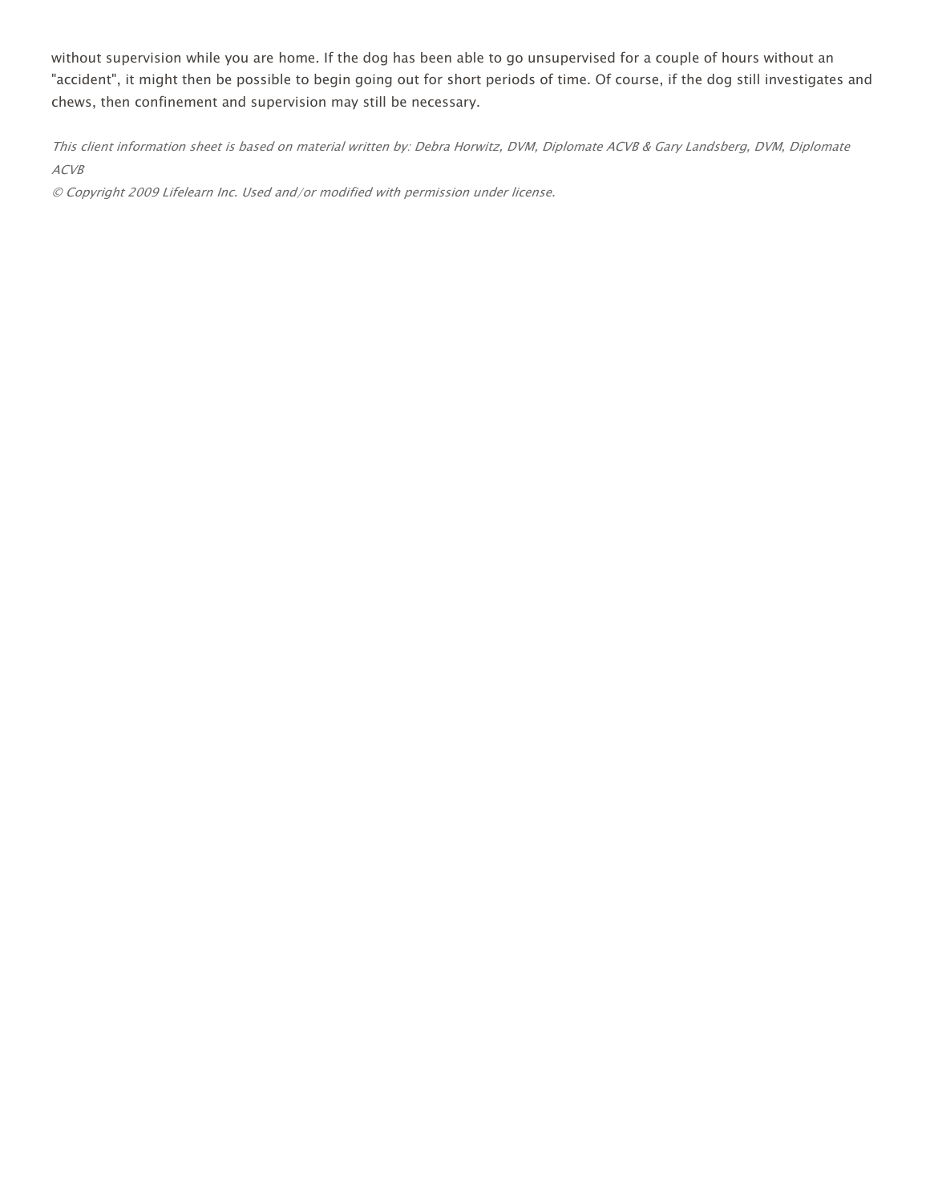without supervision while you are home. If the dog has been able to go unsupervised for a couple of hours without an "accident", it might then be possible to begin going out for short periods of time. Of course, if the dog still investigates and chews, then confinement and supervision may still be necessary.

*This client information sheet is based on material written by: Debra Horwitz, DVM, Diplomate ACVB & Gary Landsberg, DVM, Diplomate ACVB*

*© Copyright 2009 Lifelearn Inc. Used and/or modified with permission under license.*